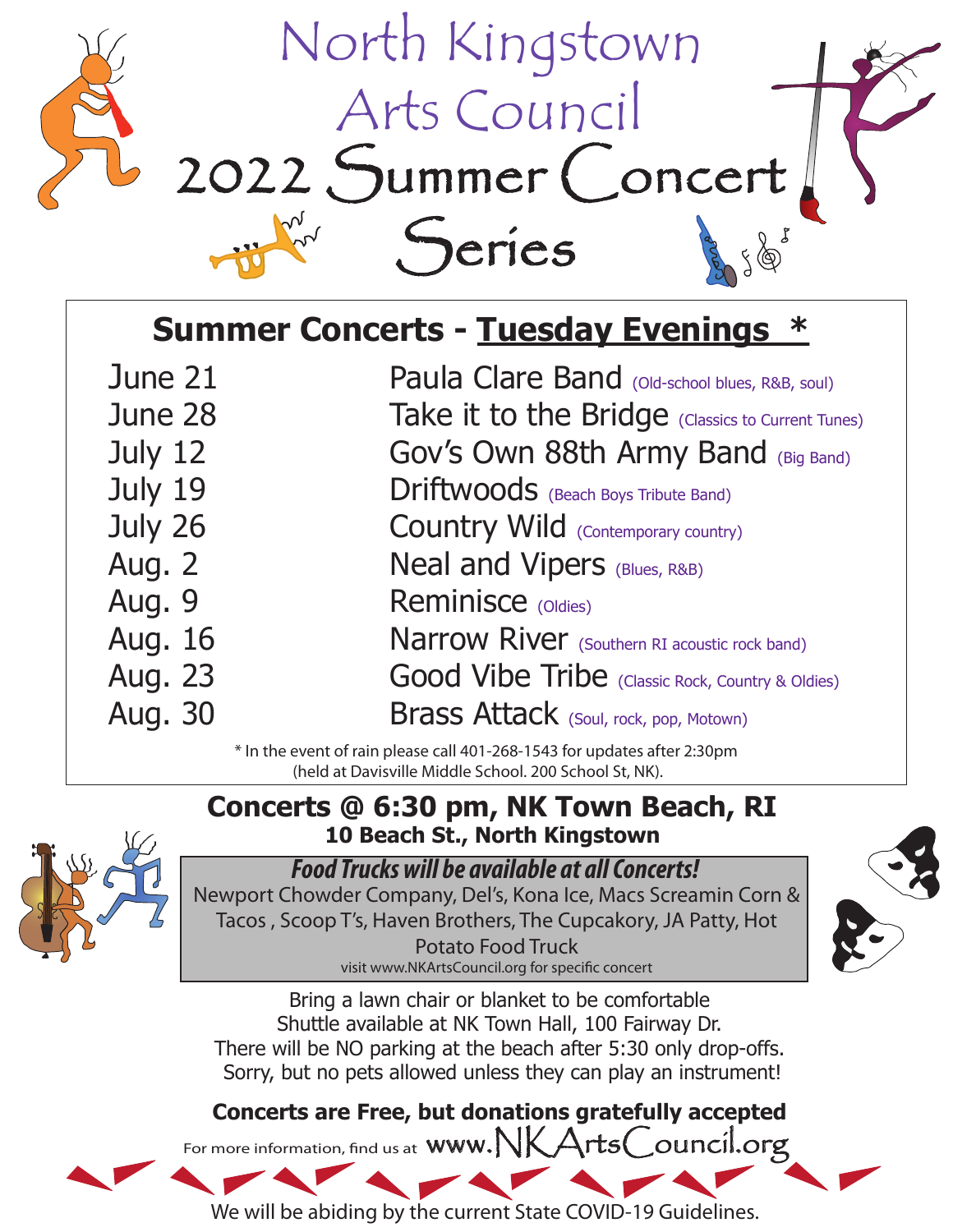# North Kingstown Arts Council

# 2022 Summer Concert Series

## Summer Concerts - Tuesday Evenings *

| Date | Performer |
|---|---|
| June 21 | Paula Clare Band (Old-school blues, R&B, soul) |
| June 28 | Take it to the Bridge (Classics to Current Tunes) |
| July 12 | Gov's Own 88th Army Band (Big Band) |
| July 19 | Driftwoods (Beach Boys Tribute Band) |
| July 26 | Country Wild (Contemporary country) |
| Aug. 2 | Neal and Vipers (Blues, R&B) |
| Aug. 9 | Reminisce (Oldies) |
| Aug. 16 | Narrow River (Southern RI acoustic rock band) |
| Aug. 23 | Good Vibe Tribe (Classic Rock, Country & Oldies) |
| Aug. 30 | Brass Attack (Soul, rock, pop, Motown) |

* In the event of rain please call 401-268-1543 for updates after 2:30pm (held at Davisville Middle School. 200 School St, NK).

## Concerts @ 6:30 pm, NK Town Beach, RI

**10 Beach St., North Kingstown**

***Food Trucks will be available at all Concerts!***

Newport Chowder Company, Del's, Kona Ice, Macs Screamin Corn & Tacos , Scoop T's, Haven Brothers, The Cupcakory, JA Patty, Hot Potato Food Truck

visit www.NKArtsCouncil.org for specific concert

Bring a lawn chair or blanket to be comfortable
Shuttle available at NK Town Hall, 100 Fairway Dr.
There will be NO parking at the beach after 5:30 only drop-offs.
Sorry, but no pets allowed unless they can play an instrument!

**Concerts are Free, but donations gratefully accepted**

For more information, find us at www.NKArtsCouncil.org

We will be abiding by the current State COVID-19 Guidelines.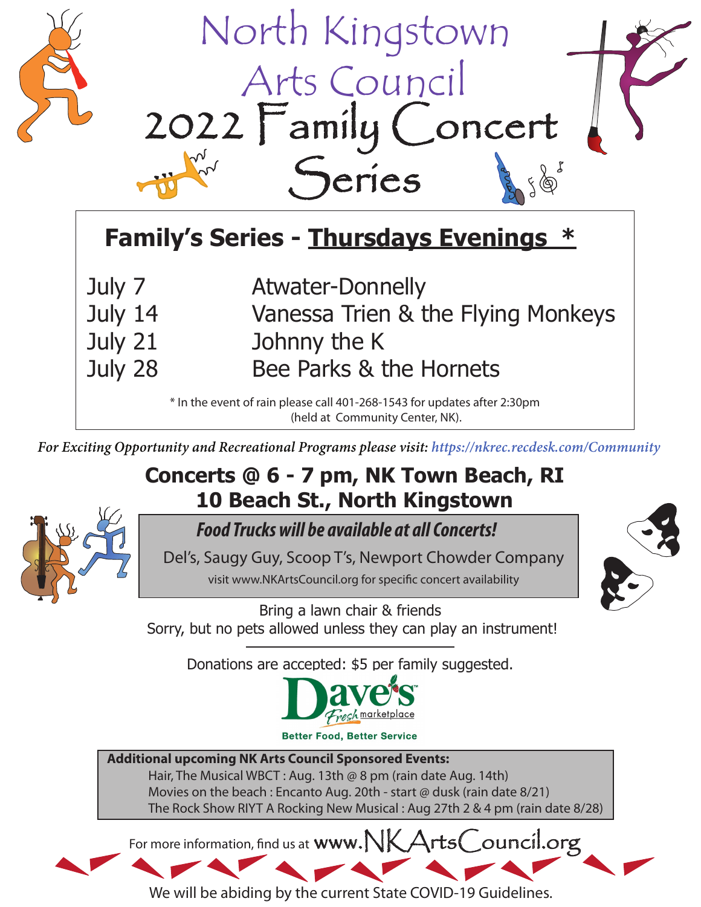# North Kingstown Arts Council 2022 Family Concert Series

## Family's Series - Thursdays Evenings *

| | |
|---|---|
| July 7 | Atwater-Donnelly |
| July 14 | Vanessa Trien & the Flying Monkeys |
| July 21 | Johnny the K |
| July 28 | Bee Parks & the Hornets |

* In the event of rain please call 401-268-1543 for updates after 2:30pm (held at Community Center, NK).

*For Exciting Opportunity and Recreational Programs please visit: https://nkrec.recdesk.com/Community*

## Concerts @ 6 - 7 pm, NK Town Beach, RI
## 10 Beach St., North Kingstown

***Food Trucks will be available at all Concerts!***

Del's, Saugy Guy, Scoop T's, Newport Chowder Company

visit www.NKArtsCouncil.org for specific concert availability

Bring a lawn chair & friends

Sorry, but no pets allowed unless they can play an instrument!

Donations are accepted: $5 per family suggested.

Dave's Fresh marketplace

Better Food, Better Service

**Additional upcoming NK Arts Council Sponsored Events:**

Hair, The Musical WBCT : Aug. 13th @ 8 pm (rain date Aug. 14th)
Movies on the beach : Encanto Aug. 20th - start @ dusk (rain date 8/21)
The Rock Show RIYT A Rocking New Musical : Aug 27th 2 & 4 pm (rain date 8/28)

For more information, find us at www.NKArtsCouncil.org

We will be abiding by the current State COVID-19 Guidelines.